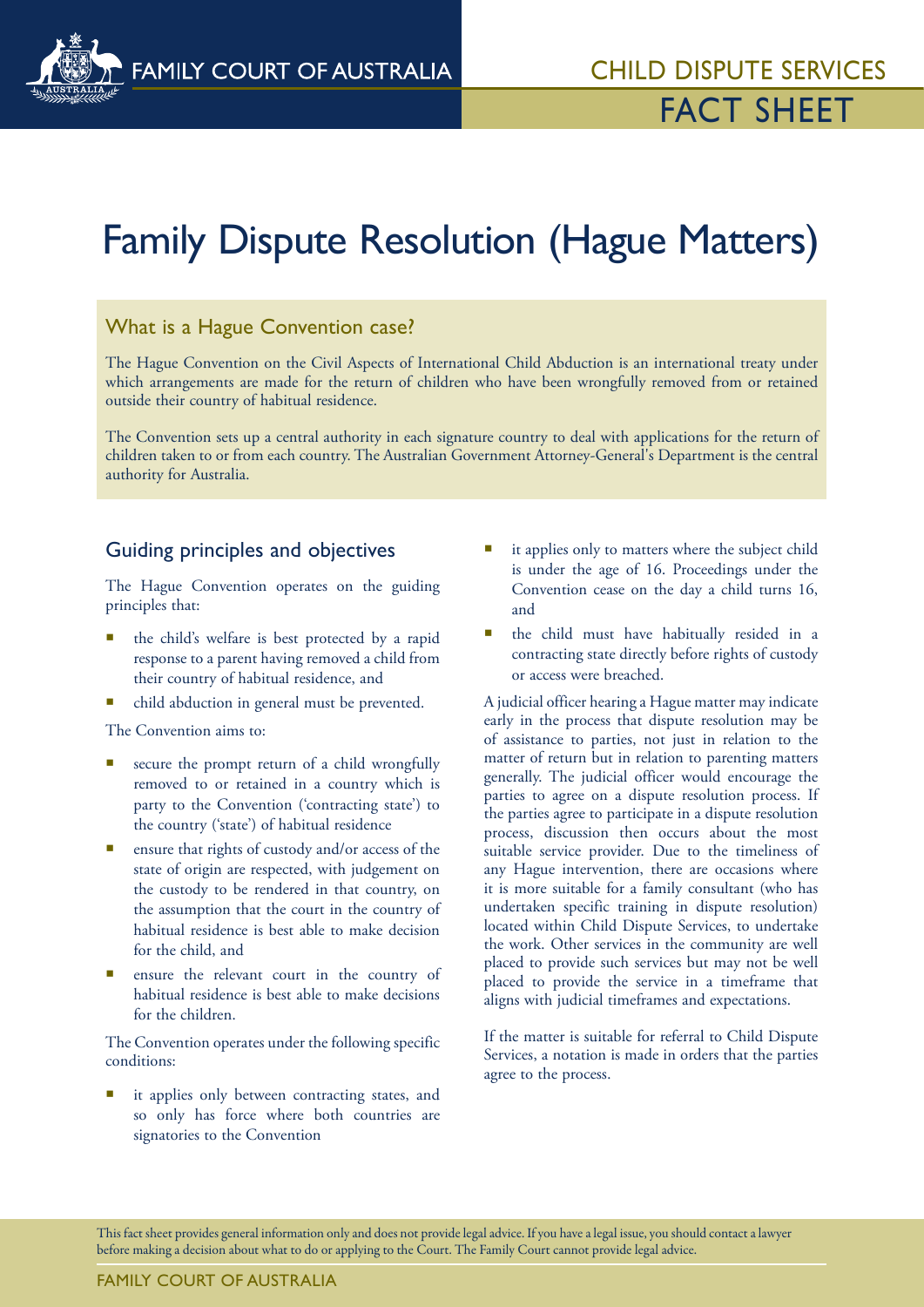FAMILY COURT OF AUSTRALIA

CHILD DISPUTE SERVICES

FACT SHEET

# Family Dispute Resolution (Hague Matters)

## What is a Hague Convention case?

The Hague Convention on the Civil Aspects of International Child Abduction is an international treaty under which arrangements are made for the return of children who have been wrongfully removed from or retained outside their country of habitual residence.

The Convention sets up a central authority in each signature country to deal with applications for the return of children taken to or from each country. The Australian Government Attorney-General's Department is the central authority for Australia.

## Guiding principles and objectives

The Hague Convention operates on the guiding principles that:

- the child's welfare is best protected by a rapid response to a parent having removed a child from their country of habitual residence, and
- child abduction in general must be prevented.

The Convention aims to:

- secure the prompt return of a child wrongfully removed to or retained in a country which is party to the Convention ('contracting state') to the country ('state') of habitual residence
- ensure that rights of custody and/or access of the state of origin are respected, with judgement on the custody to be rendered in that country, on the assumption that the court in the country of habitual residence is best able to make decision for the child, and
- ensure the relevant court in the country of habitual residence is best able to make decisions for the children.

The Convention operates under the following specific conditions:

- it applies only between contracting states, and so only has force where both countries are signatories to the Convention
- it applies only to matters where the subject child is under the age of 16. Proceedings under the Convention cease on the day a child turns 16, and
- the child must have habitually resided in a contracting state directly before rights of custody or access were breached.

A judicial officer hearing a Hague matter may indicate early in the process that dispute resolution may be of assistance to parties, not just in relation to the matter of return but in relation to parenting matters generally. The judicial officer would encourage the parties to agree on a dispute resolution process. If the parties agree to participate in a dispute resolution process, discussion then occurs about the most suitable service provider. Due to the timeliness of any Hague intervention, there are occasions where it is more suitable for a family consultant (who has undertaken specific training in dispute resolution) located within Child Dispute Services, to undertake the work. Other services in the community are well placed to provide such services but may not be well placed to provide the service in a timeframe that aligns with judicial timeframes and expectations.

If the matter is suitable for referral to Child Dispute Services, a notation is made in orders that the parties agree to the process.

This fact sheet provides general information only and does not provide legal advice. If you have a legal issue, you should contact a lawyer before making a decision about what to do or applying to the Court. The Family Court cannot provide legal advice.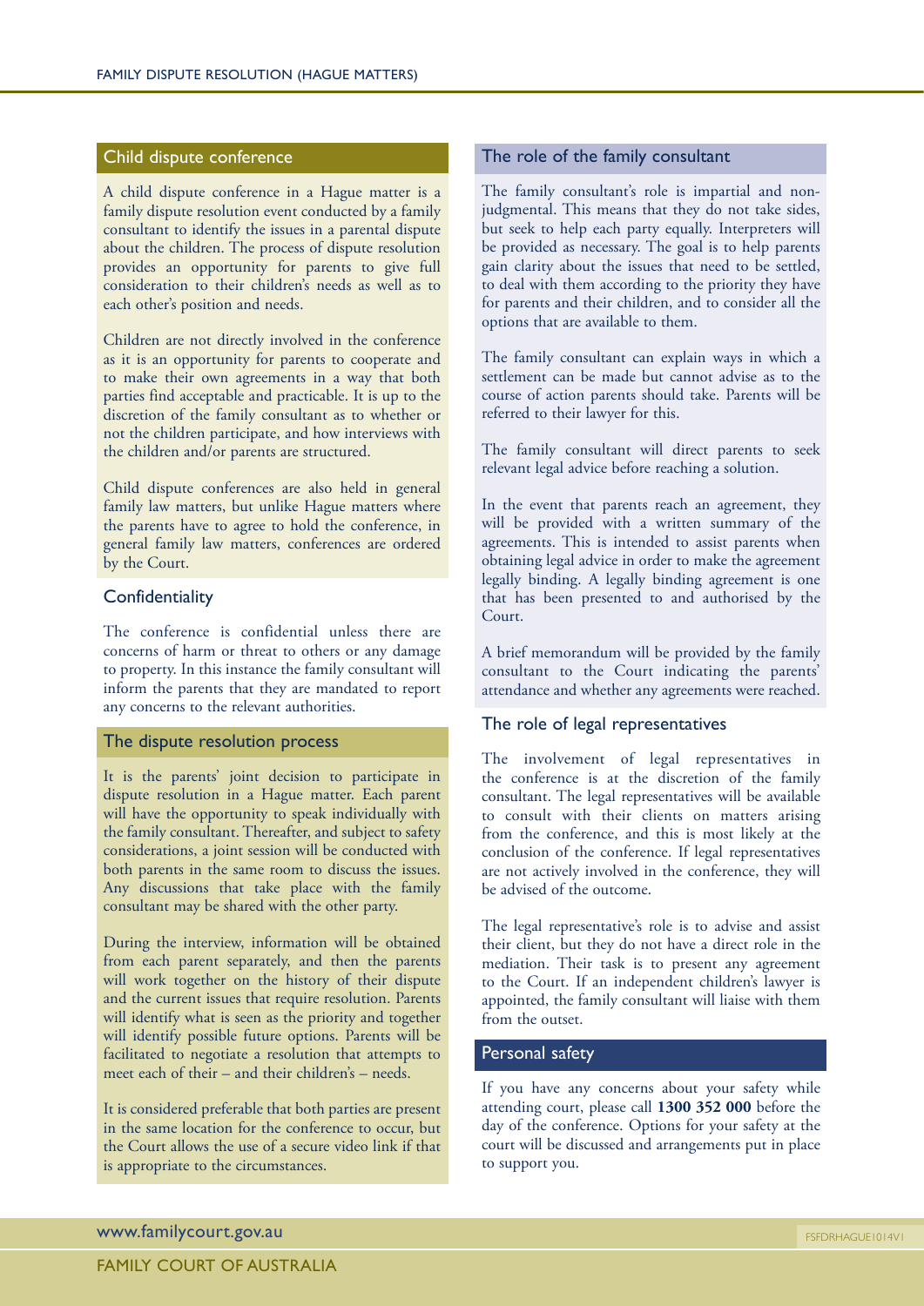## Child dispute conference

A child dispute conference in a Hague matter is a family dispute resolution event conducted by a family consultant to identify the issues in a parental dispute about the children. The process of dispute resolution provides an opportunity for parents to give full consideration to their children's needs as well as to each other's position and needs.

Children are not directly involved in the conference as it is an opportunity for parents to cooperate and to make their own agreements in a way that both parties find acceptable and practicable. It is up to the discretion of the family consultant as to whether or not the children participate, and how interviews with the children and/or parents are structured.

Child dispute conferences are also held in general family law matters, but unlike Hague matters where the parents have to agree to hold the conference, in general family law matters, conferences are ordered by the Court.

### Confidentiality

The conference is confidential unless there are concerns of harm or threat to others or any damage to property. In this instance the family consultant will inform the parents that they are mandated to report any concerns to the relevant authorities.

## The dispute resolution process

It is the parents' joint decision to participate in dispute resolution in a Hague matter. Each parent will have the opportunity to speak individually with the family consultant. Thereafter, and subject to safety considerations, a joint session will be conducted with both parents in the same room to discuss the issues. Any discussions that take place with the family consultant may be shared with the other party.

During the interview, information will be obtained from each parent separately, and then the parents will work together on the history of their dispute and the current issues that require resolution. Parents will identify what is seen as the priority and together will identify possible future options. Parents will be facilitated to negotiate a resolution that attempts to meet each of their – and their children's – needs.

It is considered preferable that both parties are present in the same location for the conference to occur, but the Court allows the use of a secure video link if that is appropriate to the circumstances.

## The role of the family consultant

The family consultant's role is impartial and non-judgmental. This means that they do not take sides, but seek to help each party equally. Interpreters will be provided as necessary. The goal is to help parents gain clarity about the issues that need to be settled, to deal with them according to the priority they have for parents and their children, and to consider all the options that are available to them.

The family consultant can explain ways in which a settlement can be made but cannot advise as to the course of action parents should take. Parents will be referred to their lawyer for this.

The family consultant will direct parents to seek relevant legal advice before reaching a solution.

In the event that parents reach an agreement, they will be provided with a written summary of the agreements. This is intended to assist parents when obtaining legal advice in order to make the agreement legally binding. A legally binding agreement is one that has been presented to and authorised by the Court.

A brief memorandum will be provided by the family consultant to the Court indicating the parents' attendance and whether any agreements were reached.

### The role of legal representatives

The involvement of legal representatives in the conference is at the discretion of the family consultant. The legal representatives will be available to consult with their clients on matters arising from the conference, and this is most likely at the conclusion of the conference. If legal representatives are not actively involved in the conference, they will be advised of the outcome.

The legal representative's role is to advise and assist their client, but they do not have a direct role in the mediation. Their task is to present any agreement to the Court. If an independent children's lawyer is appointed, the family consultant will liaise with them from the outset.

## Personal safety

If you have any concerns about your safety while attending court, please call **1300 352 000** before the day of the conference. Options for your safety at the court will be discussed and arrangements put in place to support you.

www.familycourt.gov.au

FSFDRHAGUE1014V1

FAMILY COURT OF AUSTRALIA